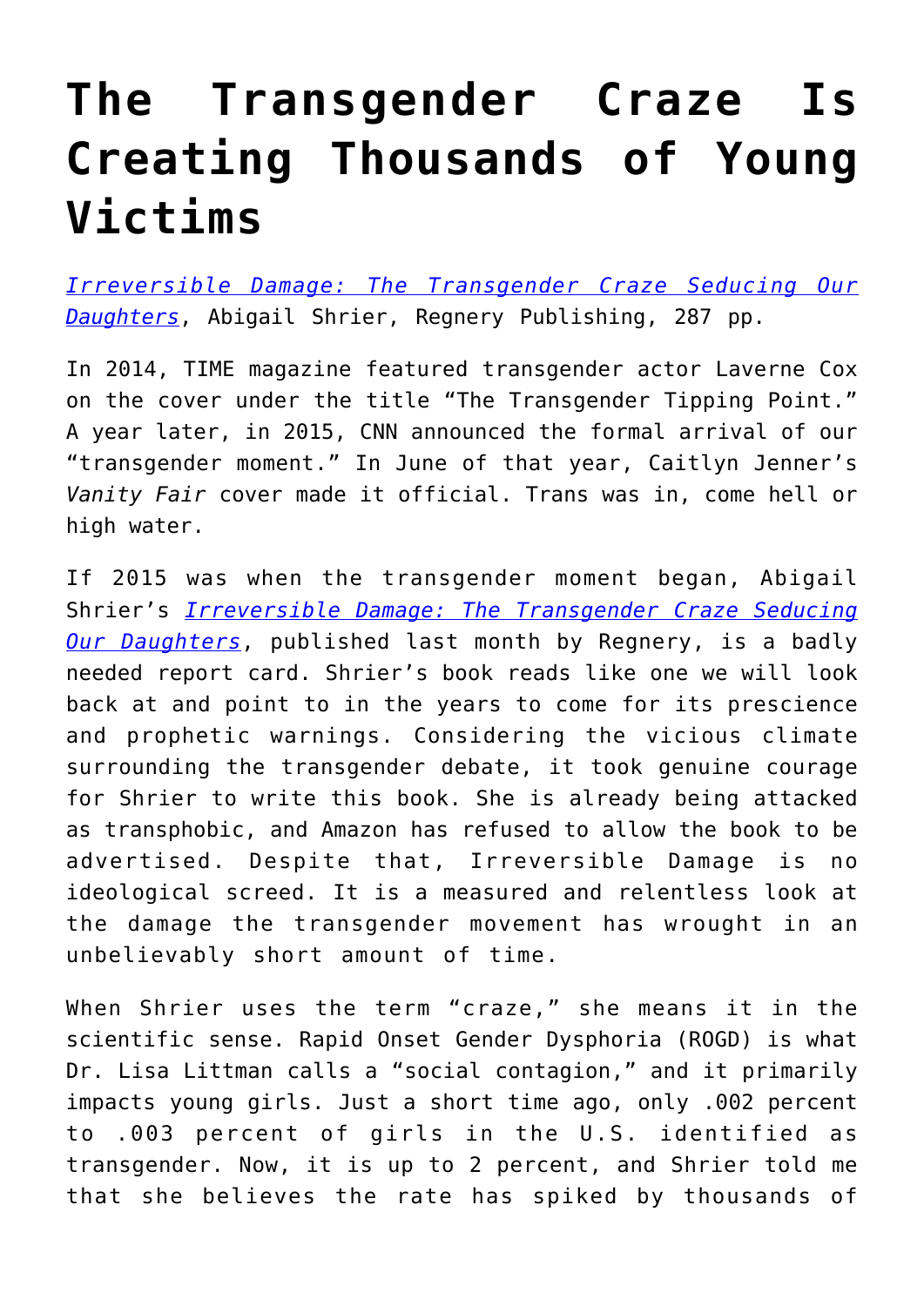# The Transgender Craze Is Creating Thousands of Young Victims

*Irreversible Damage: The Transgender Craze Seducing Our Daughters*, Abigail Shrier, Regnery Publishing, 287 pp.

In 2014, TIME magazine featured transgender actor Laverne Cox on the cover under the title "The Transgender Tipping Point." A year later, in 2015, CNN announced the formal arrival of our "transgender moment." In June of that year, Caitlyn Jenner's *Vanity Fair* cover made it official. Trans was in, come hell or high water.

If 2015 was when the transgender moment began, Abigail Shrier's *Irreversible Damage: The Transgender Craze Seducing Our Daughters*, published last month by Regnery, is a badly needed report card. Shrier's book reads like one we will look back at and point to in the years to come for its prescience and prophetic warnings. Considering the vicious climate surrounding the transgender debate, it took genuine courage for Shrier to write this book. She is already being attacked as transphobic, and Amazon has refused to allow the book to be advertised. Despite that, Irreversible Damage is no ideological screed. It is a measured and relentless look at the damage the transgender movement has wrought in an unbelievably short amount of time.

When Shrier uses the term "craze," she means it in the scientific sense. Rapid Onset Gender Dysphoria (ROGD) is what Dr. Lisa Littman calls a "social contagion," and it primarily impacts young girls. Just a short time ago, only .002 percent to .003 percent of girls in the U.S. identified as transgender. Now, it is up to 2 percent, and Shrier told me that she believes the rate has spiked by thousands of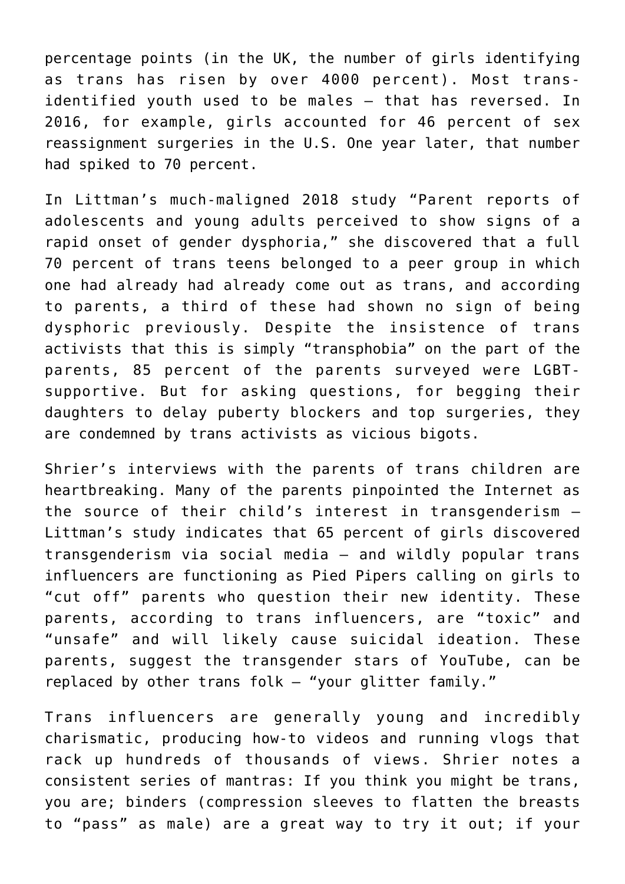percentage points (in the UK, the number of girls identifying as trans has risen by over 4000 percent). Most trans-identified youth used to be males — that has reversed. In 2016, for example, girls accounted for 46 percent of sex reassignment surgeries in the U.S. One year later, that number had spiked to 70 percent.

In Littman's much-maligned 2018 study "Parent reports of adolescents and young adults perceived to show signs of a rapid onset of gender dysphoria," she discovered that a full 70 percent of trans teens belonged to a peer group in which one had already had already come out as trans, and according to parents, a third of these had shown no sign of being dysphoric previously. Despite the insistence of trans activists that this is simply "transphobia" on the part of the parents, 85 percent of the parents surveyed were LGBT-supportive. But for asking questions, for begging their daughters to delay puberty blockers and top surgeries, they are condemned by trans activists as vicious bigots.

Shrier's interviews with the parents of trans children are heartbreaking. Many of the parents pinpointed the Internet as the source of their child's interest in transgenderism — Littman's study indicates that 65 percent of girls discovered transgenderism via social media — and wildly popular trans influencers are functioning as Pied Pipers calling on girls to "cut off" parents who question their new identity. These parents, according to trans influencers, are "toxic" and "unsafe" and will likely cause suicidal ideation. These parents, suggest the transgender stars of YouTube, can be replaced by other trans folk — "your glitter family."

Trans influencers are generally young and incredibly charismatic, producing how-to videos and running vlogs that rack up hundreds of thousands of views. Shrier notes a consistent series of mantras: If you think you might be trans, you are; binders (compression sleeves to flatten the breasts to "pass" as male) are a great way to try it out; if your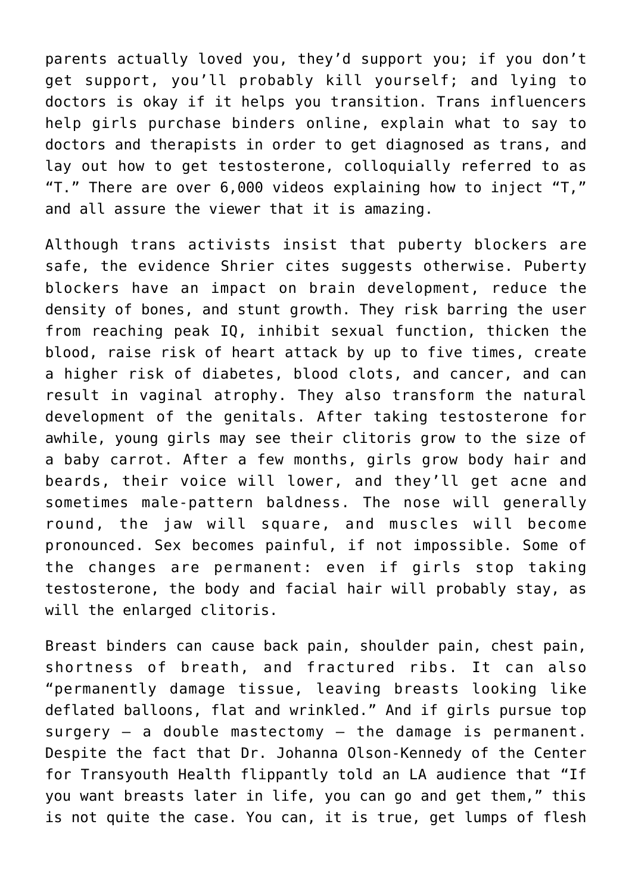parents actually loved you, they'd support you; if you don't get support, you'll probably kill yourself; and lying to doctors is okay if it helps you transition. Trans influencers help girls purchase binders online, explain what to say to doctors and therapists in order to get diagnosed as trans, and lay out how to get testosterone, colloquially referred to as "T." There are over 6,000 videos explaining how to inject "T," and all assure the viewer that it is amazing.

Although trans activists insist that puberty blockers are safe, the evidence Shrier cites suggests otherwise. Puberty blockers have an impact on brain development, reduce the density of bones, and stunt growth. They risk barring the user from reaching peak IQ, inhibit sexual function, thicken the blood, raise risk of heart attack by up to five times, create a higher risk of diabetes, blood clots, and cancer, and can result in vaginal atrophy. They also transform the natural development of the genitals. After taking testosterone for awhile, young girls may see their clitoris grow to the size of a baby carrot. After a few months, girls grow body hair and beards, their voice will lower, and they'll get acne and sometimes male-pattern baldness. The nose will generally round, the jaw will square, and muscles will become pronounced. Sex becomes painful, if not impossible. Some of the changes are permanent: even if girls stop taking testosterone, the body and facial hair will probably stay, as will the enlarged clitoris.

Breast binders can cause back pain, shoulder pain, chest pain, shortness of breath, and fractured ribs. It can also "permanently damage tissue, leaving breasts looking like deflated balloons, flat and wrinkled." And if girls pursue top surgery – a double mastectomy – the damage is permanent. Despite the fact that Dr. Johanna Olson-Kennedy of the Center for Transyouth Health flippantly told an LA audience that "If you want breasts later in life, you can go and get them," this is not quite the case. You can, it is true, get lumps of flesh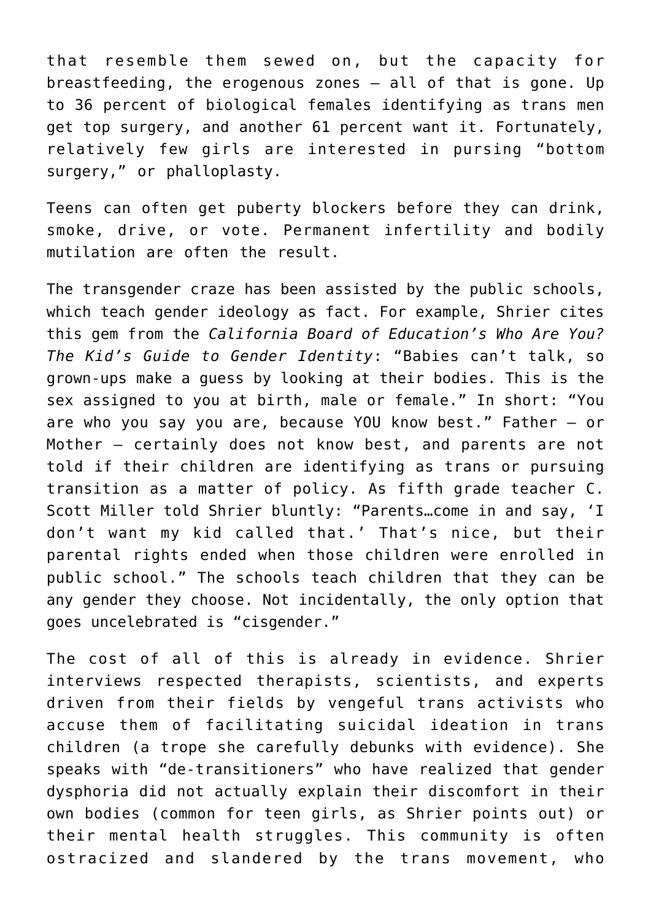that resemble them sewed on, but the capacity for breastfeeding, the erogenous zones — all of that is gone. Up to 36 percent of biological females identifying as trans men get top surgery, and another 61 percent want it. Fortunately, relatively few girls are interested in pursing "bottom surgery," or phalloplasty.

Teens can often get puberty blockers before they can drink, smoke, drive, or vote. Permanent infertility and bodily mutilation are often the result.

The transgender craze has been assisted by the public schools, which teach gender ideology as fact. For example, Shrier cites this gem from the *California Board of Education's Who Are You? The Kid's Guide to Gender Identity*: "Babies can't talk, so grown-ups make a guess by looking at their bodies. This is the sex assigned to you at birth, male or female." In short: "You are who you say you are, because YOU know best." Father — or Mother — certainly does not know best, and parents are not told if their children are identifying as trans or pursuing transition as a matter of policy. As fifth grade teacher C. Scott Miller told Shrier bluntly: "Parents…come in and say, 'I don't want my kid called that.' That's nice, but their parental rights ended when those children were enrolled in public school." The schools teach children that they can be any gender they choose. Not incidentally, the only option that goes uncelebrated is "cisgender."

The cost of all of this is already in evidence. Shrier interviews respected therapists, scientists, and experts driven from their fields by vengeful trans activists who accuse them of facilitating suicidal ideation in trans children (a trope she carefully debunks with evidence). She speaks with "de-transitioners" who have realized that gender dysphoria did not actually explain their discomfort in their own bodies (common for teen girls, as Shrier points out) or their mental health struggles. This community is often ostracized and slandered by the trans movement, who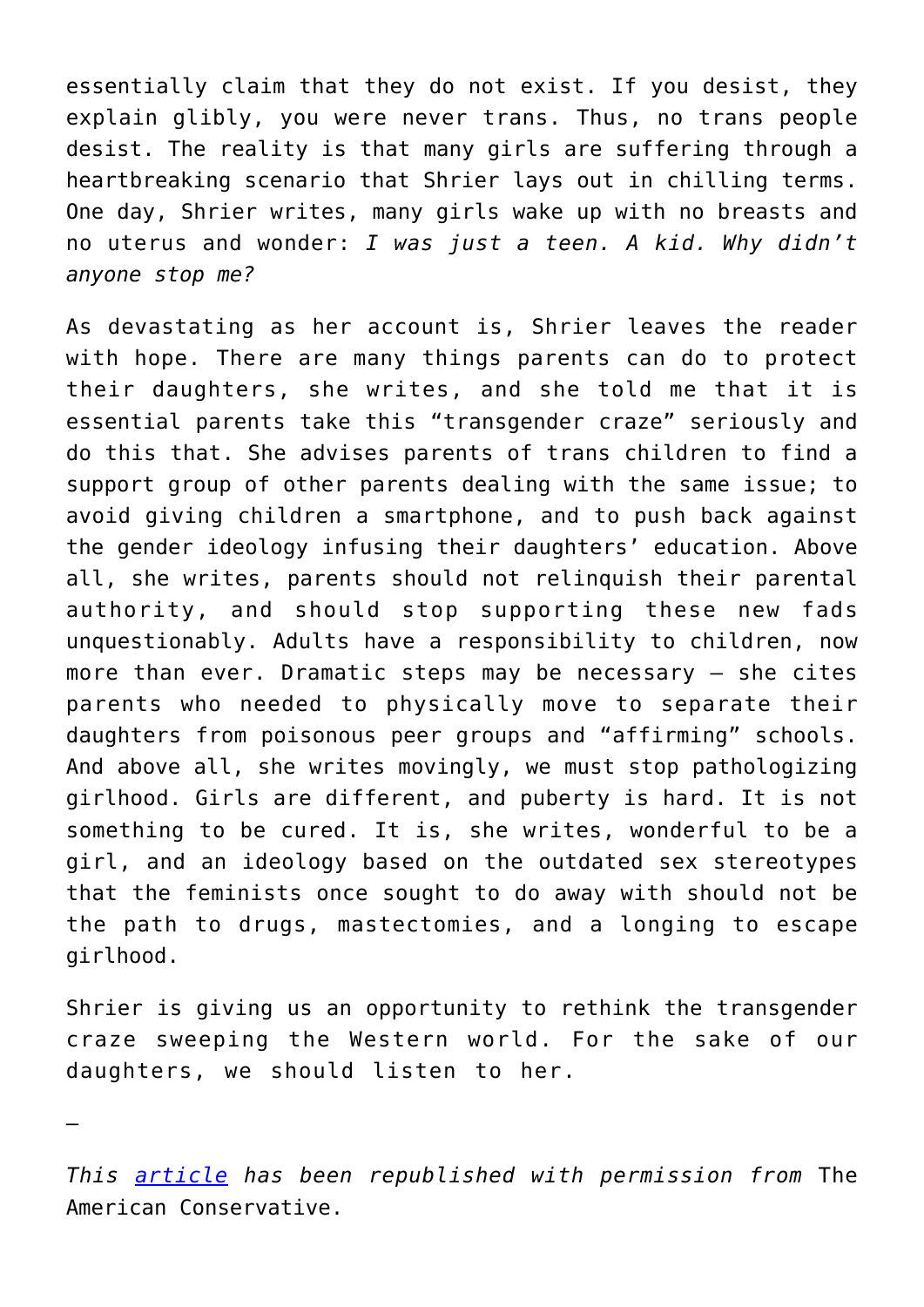essentially claim that they do not exist. If you desist, they explain glibly, you were never trans. Thus, no trans people desist. The reality is that many girls are suffering through a heartbreaking scenario that Shrier lays out in chilling terms. One day, Shrier writes, many girls wake up with no breasts and no uterus and wonder: *I was just a teen. A kid. Why didn't anyone stop me?*

As devastating as her account is, Shrier leaves the reader with hope. There are many things parents can do to protect their daughters, she writes, and she told me that it is essential parents take this "transgender craze" seriously and do this that. She advises parents of trans children to find a support group of other parents dealing with the same issue; to avoid giving children a smartphone, and to push back against the gender ideology infusing their daughters' education. Above all, she writes, parents should not relinquish their parental authority, and should stop supporting these new fads unquestionably. Adults have a responsibility to children, now more than ever. Dramatic steps may be necessary – she cites parents who needed to physically move to separate their daughters from poisonous peer groups and "affirming" schools. And above all, she writes movingly, we must stop pathologizing girlhood. Girls are different, and puberty is hard. It is not something to be cured. It is, she writes, wonderful to be a girl, and an ideology based on the outdated sex stereotypes that the feminists once sought to do away with should not be the path to drugs, mastectomies, and a longing to escape girlhood.

Shrier is giving us an opportunity to rethink the transgender craze sweeping the Western world. For the sake of our daughters, we should listen to her.

—

*This [article](#) has been republished with permission from* The American Conservative.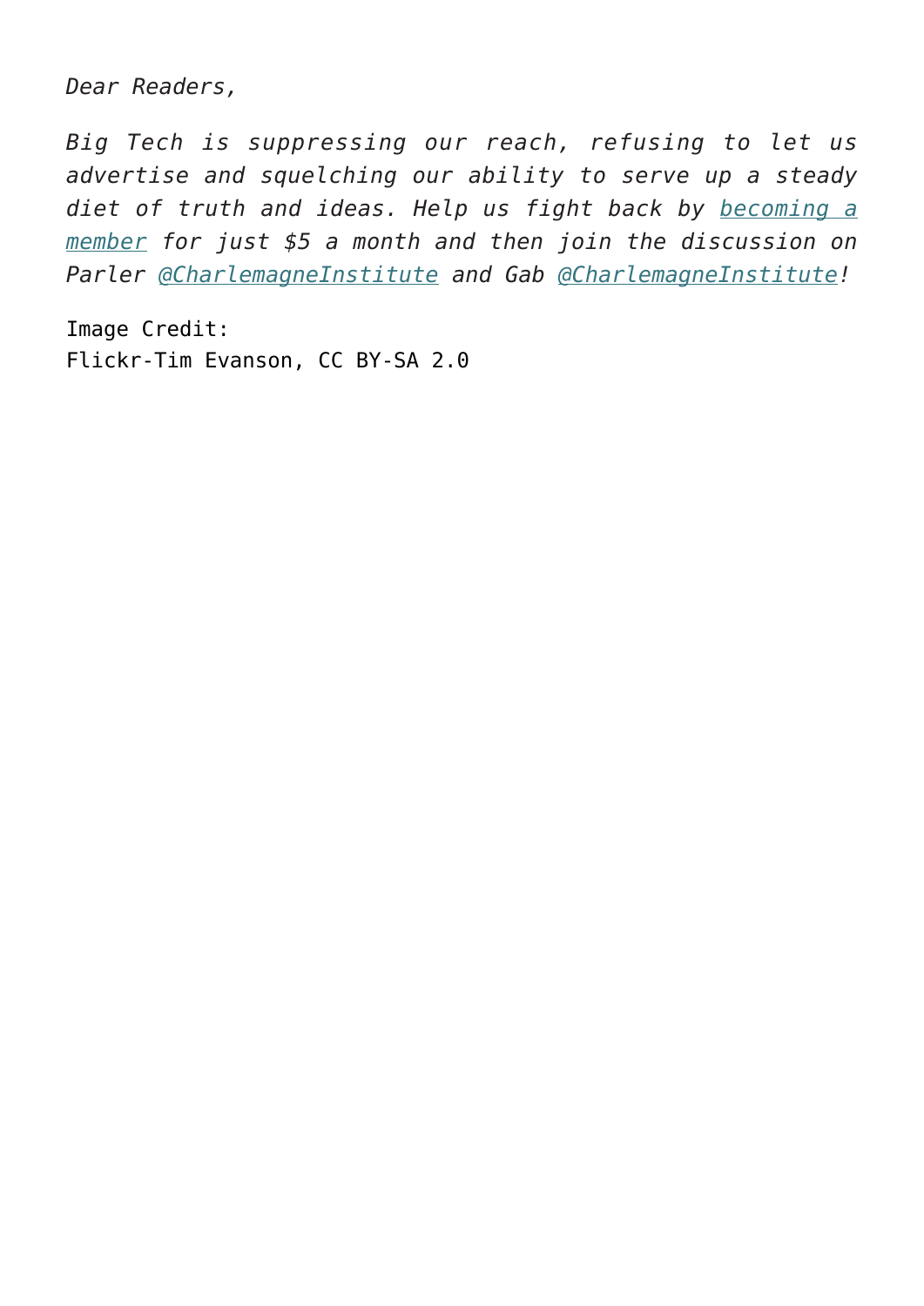*Dear Readers,*

*Big Tech is suppressing our reach, refusing to let us advertise and squelching our ability to serve up a steady diet of truth and ideas. Help us fight back by becoming a member for just $5 a month and then join the discussion on Parler @CharlemagneInstitute and Gab @CharlemagneInstitute!*

Image Credit:
Flickr-Tim Evanson, CC BY-SA 2.0